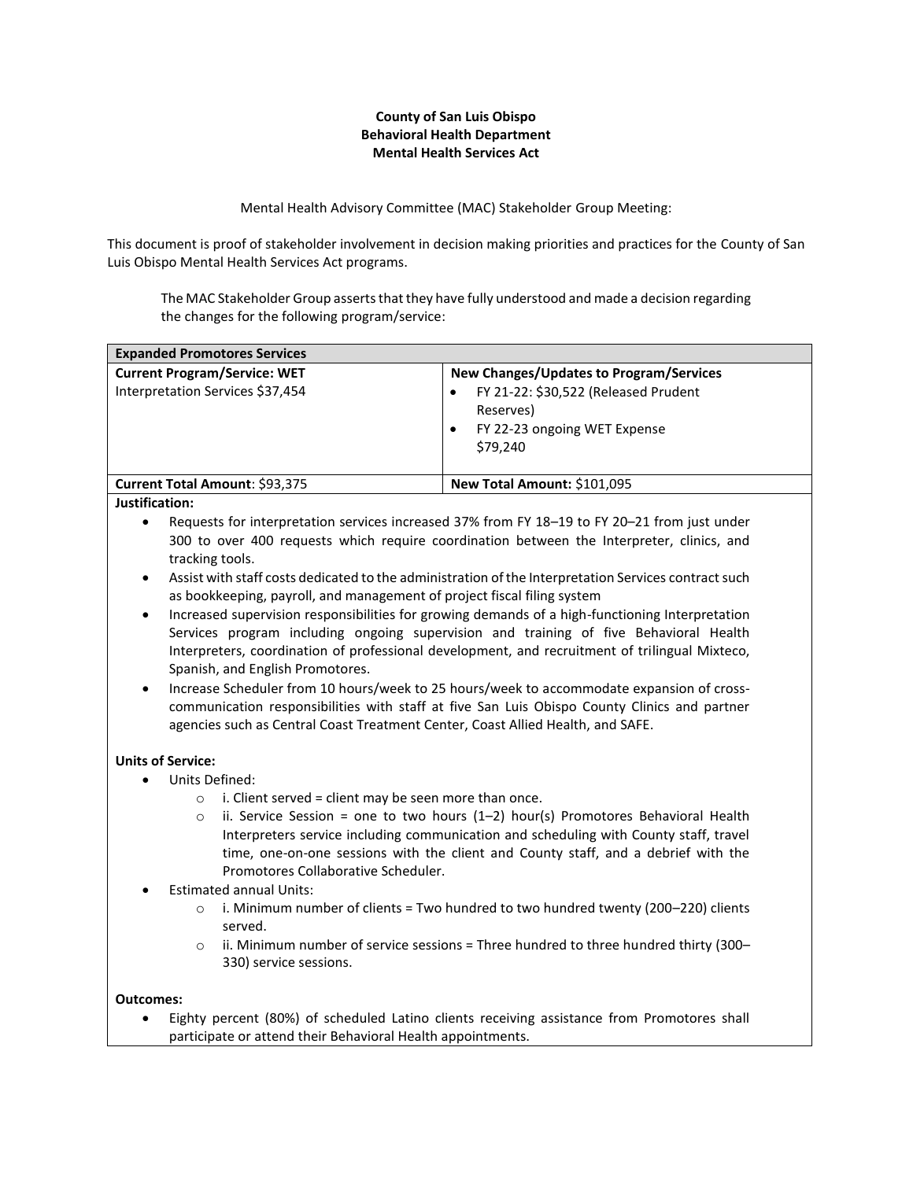**County of San Luis Obispo**
**Behavioral Health Department**
**Mental Health Services Act**

Mental Health Advisory Committee (MAC) Stakeholder Group Meeting:

This document is proof of stakeholder involvement in decision making priorities and practices for the County of San Luis Obispo Mental Health Services Act programs.

The MAC Stakeholder Group asserts that they have fully understood and made a decision regarding the changes for the following program/service:

| **Expanded Promotores Services** | |
|---|---|
| **Current Program/Service: WET**<br>Interpretation Services $37,454 | **New Changes/Updates to Program/Services**<br>• FY 21-22: $30,522 (Released Prudent Reserves)<br>• FY 22-23 ongoing WET Expense $79,240 |
| **Current Total Amount**: $93,375 | **New Total Amount:** $101,095 |

**Justification:**

- Requests for interpretation services increased 37% from FY 18–19 to FY 20–21 from just under 300 to over 400 requests which require coordination between the Interpreter, clinics, and tracking tools.
- Assist with staff costs dedicated to the administration of the Interpretation Services contract such as bookkeeping, payroll, and management of project fiscal filing system
- Increased supervision responsibilities for growing demands of a high-functioning Interpretation Services program including ongoing supervision and training of five Behavioral Health Interpreters, coordination of professional development, and recruitment of trilingual Mixteco, Spanish, and English Promotores.
- Increase Scheduler from 10 hours/week to 25 hours/week to accommodate expansion of cross-communication responsibilities with staff at five San Luis Obispo County Clinics and partner agencies such as Central Coast Treatment Center, Coast Allied Health, and SAFE.

**Units of Service:**

- Units Defined:
  - i. Client served = client may be seen more than once.
  - ii. Service Session = one to two hours (1–2) hour(s) Promotores Behavioral Health Interpreters service including communication and scheduling with County staff, travel time, one-on-one sessions with the client and County staff, and a debrief with the Promotores Collaborative Scheduler.
- Estimated annual Units:
  - i. Minimum number of clients = Two hundred to two hundred twenty (200–220) clients served.
  - ii. Minimum number of service sessions = Three hundred to three hundred thirty (300–330) service sessions.

**Outcomes:**

- Eighty percent (80%) of scheduled Latino clients receiving assistance from Promotores shall participate or attend their Behavioral Health appointments.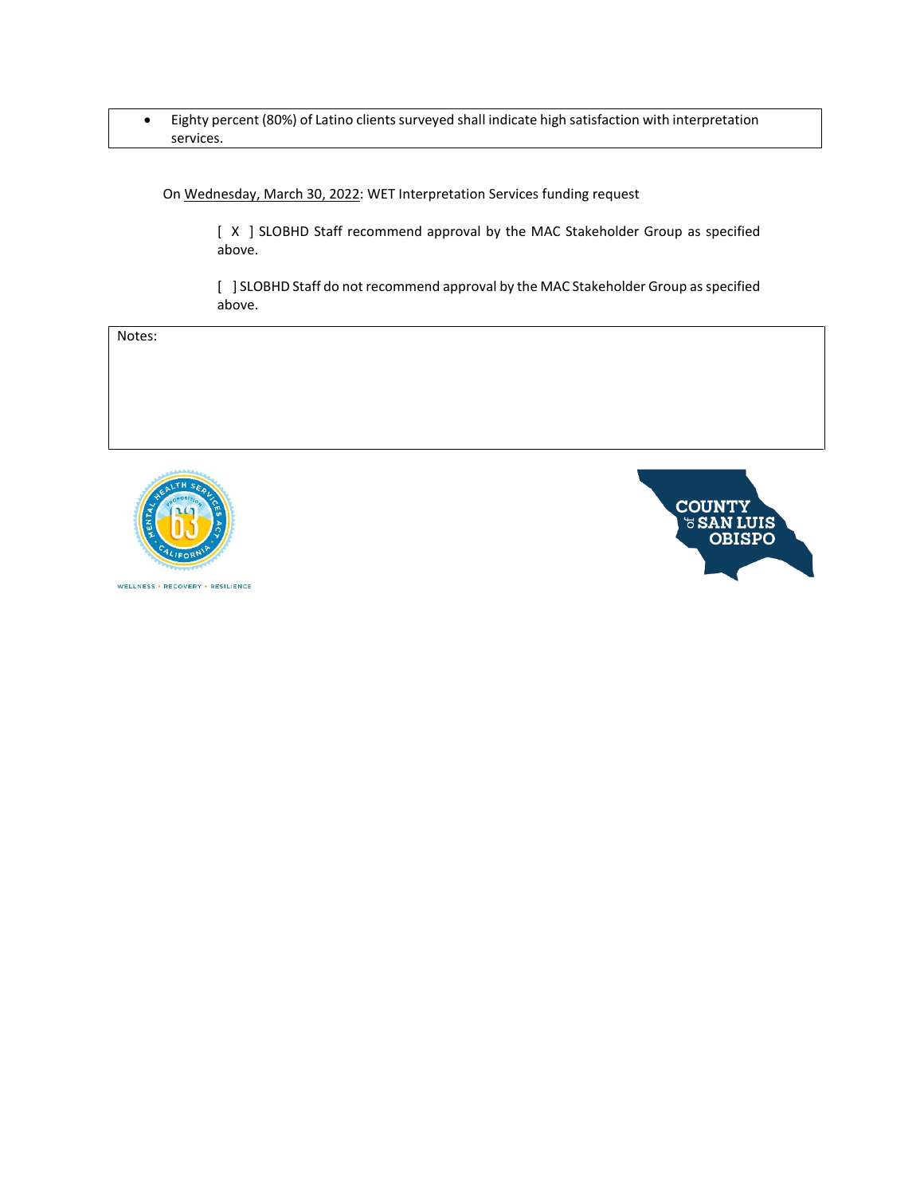- Eighty percent (80%) of Latino clients surveyed shall indicate high satisfaction with interpretation services.

On Wednesday, March 30, 2022: WET Interpretation Services funding request

[ X ] SLOBHD Staff recommend approval by the MAC Stakeholder Group as specified above.

[ ] SLOBHD Staff do not recommend approval by the MAC Stakeholder Group as specified above.

Notes:

WELLNESS • RECOVERY • RESILIENCE

COUNTY of SAN LUIS OBISPO